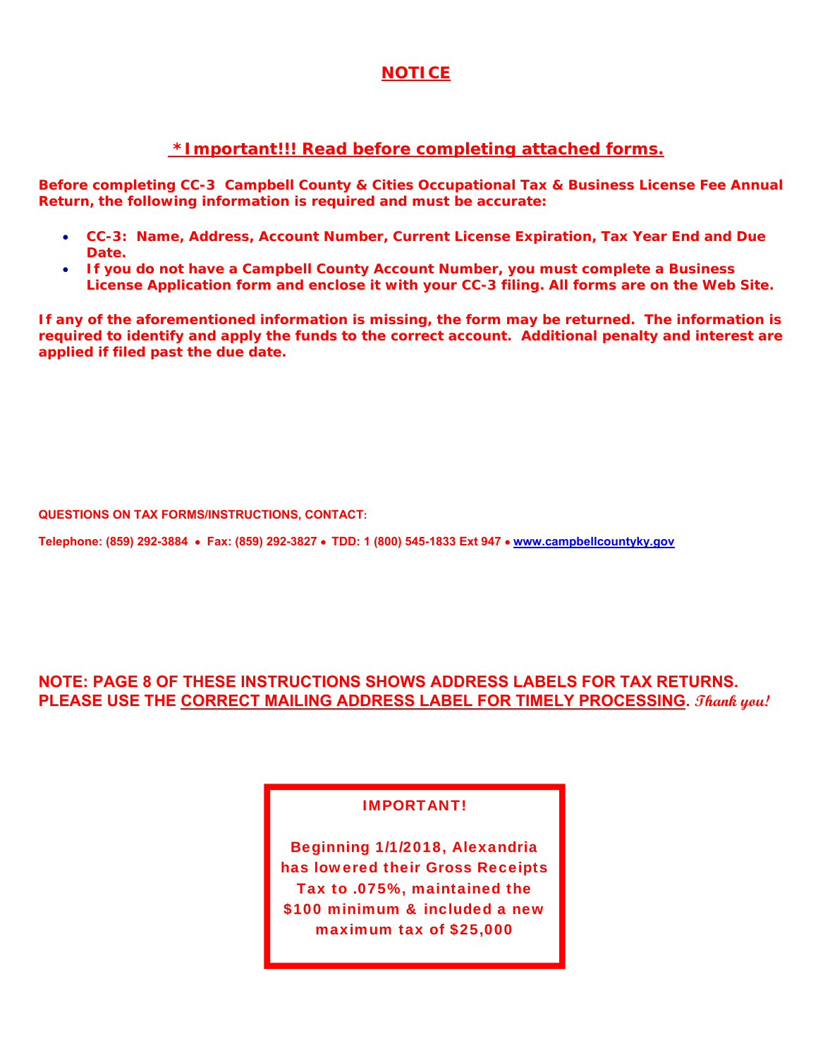# NOTICE

## *Important!!! Read before completing attached forms.

**Before completing CC-3 Campbell County & Cities Occupational Tax & Business License Fee Annual Return, the following information is required and must be accurate:**

- **CC-3: Name, Address, Account Number, Current License Expiration, Tax Year End and Due Date.**
- **If you do not have a Campbell County Account Number, you must complete a Business License Application form and enclose it with your CC-3 filing. All forms are on the Web Site.**

**If any of the aforementioned information is missing, the form may be returned. The information is required to identify and apply the funds to the correct account. Additional penalty and interest are applied if filed past the due date.**

**QUESTIONS ON TAX FORMS/INSTRUCTIONS, CONTACT:**

**Telephone: (859) 292-3884 • Fax: (859) 292-3827 • TDD: 1 (800) 545-1833 Ext 947 • www.campbellcountyky.gov**

**NOTE: PAGE 8 OF THESE INSTRUCTIONS SHOWS ADDRESS LABELS FOR TAX RETURNS. PLEASE USE THE CORRECT MAILING ADDRESS LABEL FOR TIMELY PROCESSING.** *Thank you!*

**IMPORTANT!**

**Beginning 1/1/2018, Alexandria has lowered their Gross Receipts Tax to .075%, maintained the $100 minimum & included a new maximum tax of $25,000**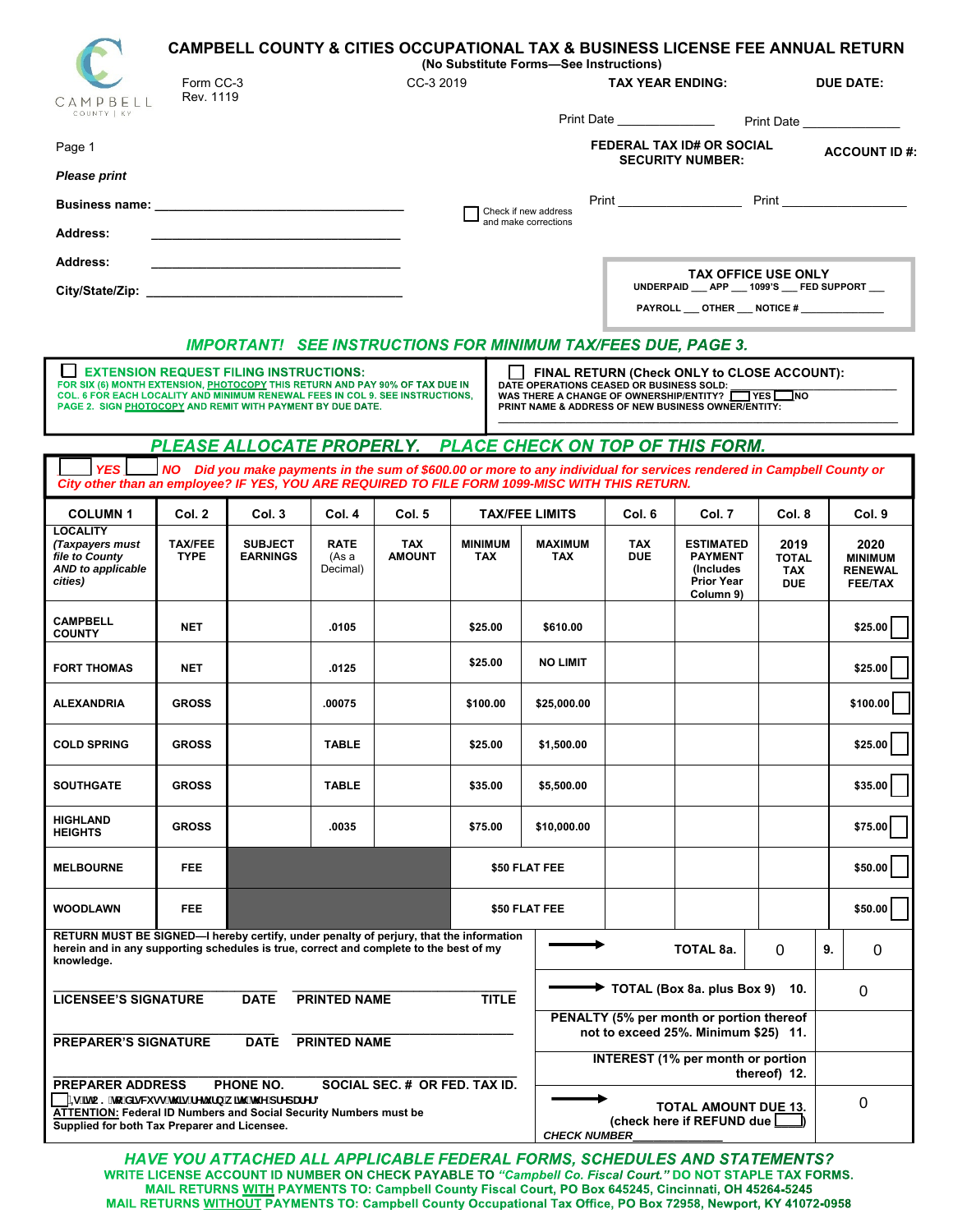# CAMPBELL COUNTY & CITIES OCCUPATIONAL TAX & BUSINESS LICENSE FEE ANNUAL RETURN

(No Substitute Forms—See Instructions)

CAMPBELL COUNTY | KY

Form CC-3
Rev. 1119

CC-3 2019

**TAX YEAR ENDING:** **DUE DATE:**

Print Date ______________ Print Date ______________

Page 1

*Please print*

**FEDERAL TAX ID# OR SOCIAL SECURITY NUMBER:** **ACCOUNT ID #:**

**Business name:** ____________________________________

**Address:** ____________________________________

**Address:** ____________________________________

**City/State/Zip:** ____________________________________

☐ Check if new address and make corrections

Print __________________ Print __________________

**TAX OFFICE USE ONLY**
UNDERPAID ___ APP ___ 1099'S ___ FED SUPPORT ___
PAYROLL ___ OTHER ___ NOTICE # ______________

***IMPORTANT! SEE INSTRUCTIONS FOR MINIMUM TAX/FEES DUE, PAGE 3.***

☐ **EXTENSION REQUEST FILING INSTRUCTIONS:**
FOR SIX (6) MONTH EXTENSION, PHOTOCOPY THIS RETURN AND PAY 90% OF TAX DUE IN COL. 6 FOR EACH LOCALITY AND MINIMUM RENEWAL FEES IN COL 9. SEE INSTRUCTIONS, PAGE 2. SIGN PHOTOCOPY AND REMIT WITH PAYMENT BY DUE DATE.

☐ **FINAL RETURN (Check ONLY to CLOSE ACCOUNT):**
DATE OPERATIONS CEASED OR BUSINESS SOLD: ______________________
WAS THERE A CHANGE OF OWNERSHIP/ENTITY? ☐ YES ☐ NO
PRINT NAME & ADDRESS OF NEW BUSINESS OWNER/ENTITY:
______________________________________________

***PLEASE ALLOCATE PROPERLY. PLACE CHECK ON TOP OF THIS FORM.***

☐ ***YES*** ☐ ***NO*** ***Did you make payments in the sum of $600.00 or more to any individual for services rendered in Campbell County or City other than an employee? IF YES, YOU ARE REQUIRED TO FILE FORM 1099-MISC WITH THIS RETURN.***

| COLUMN 1 | Col. 2 | Col. 3 | Col. 4 | Col. 5 | TAX/FEE LIMITS | | Col. 6 | Col. 7 | Col. 8 | Col. 9 |
|---|---|---|---|---|---|---|---|---|---|---|
| LOCALITY *(Taxpayers must file to County AND to applicable cities)* | TAX/FEE TYPE | SUBJECT EARNINGS | RATE (As a Decimal) | TAX AMOUNT | MINIMUM TAX | MAXIMUM TAX | TAX DUE | ESTIMATED PAYMENT (Includes Prior Year Column 9) | 2019 TOTAL TAX DUE | 2020 MINIMUM RENEWAL FEE/TAX |
| CAMPBELL COUNTY | NET | | .0105 | | $25.00 | $610.00 | | | | $25.00 ☐ |
| FORT THOMAS | NET | | .0125 | | $25.00 | NO LIMIT | | | | $25.00 ☐ |
| ALEXANDRIA | GROSS | | .00075 | | $100.00 | $25,000.00 | | | | $100.00 ☐ |
| COLD SPRING | GROSS | | TABLE | | $25.00 | $1,500.00 | | | | $25.00 ☐ |
| SOUTHGATE | GROSS | | TABLE | | $35.00 | $5,500.00 | | | | $35.00 ☐ |
| HIGHLAND HEIGHTS | GROSS | | .0035 | | $75.00 | $10,000.00 | | | | $75.00 ☐ |
| MELBOURNE | FEE | | | | $50 FLAT FEE | | | | | $50.00 ☐ |
| WOODLAWN | FEE | | | | $50 FLAT FEE | | | | | $50.00 ☐ |

**RETURN MUST BE SIGNED—I hereby certify, under penalty of perjury, that the information herein and in any supporting schedules is true, correct and complete to the best of my knowledge.**

| | |
|---|---|
| TOTAL 8a. | 0 |
| 9. | 0 |
| TOTAL (Box 8a. plus Box 9) 10. | 0 |
| PENALTY (5% per month or portion thereof not to exceed 25%. Minimum $25) 11. | |
| INTEREST (1% per month or portion thereof) 12. | |
| TOTAL AMOUNT DUE 13. (check here if REFUND due ☐) | 0 |

CHECK NUMBER__________

______________________________ ______________________________
**LICENSEE'S SIGNATURE DATE PRINTED NAME TITLE**

______________________________ ______________________________
**PREPARER'S SIGNATURE DATE PRINTED NAME**

______________________________________________
**PREPARER ADDRESS PHONE NO. SOCIAL SEC. # OR FED. TAX ID.**

☐ ,VLWR.MRGLVFXVVWKLVUHWXUQZLWKWKHSUHSDUHU"

**ATTENTION: Federal ID Numbers and Social Security Numbers must be Supplied for both Tax Preparer and Licensee.**

***HAVE YOU ATTACHED ALL APPLICABLE FEDERAL FORMS, SCHEDULES AND STATEMENTS?***

**WRITE LICENSE ACCOUNT ID NUMBER ON CHECK PAYABLE TO *"Campbell Co. Fiscal Court."* DO NOT STAPLE TAX FORMS.**
**MAIL RETURNS WITH PAYMENTS TO: Campbell County Fiscal Court, PO Box 645245, Cincinnati, OH 45264-5245**
**MAIL RETURNS WITHOUT PAYMENTS TO: Campbell County Occupational Tax Office, PO Box 72958, Newport, KY 41072-0958**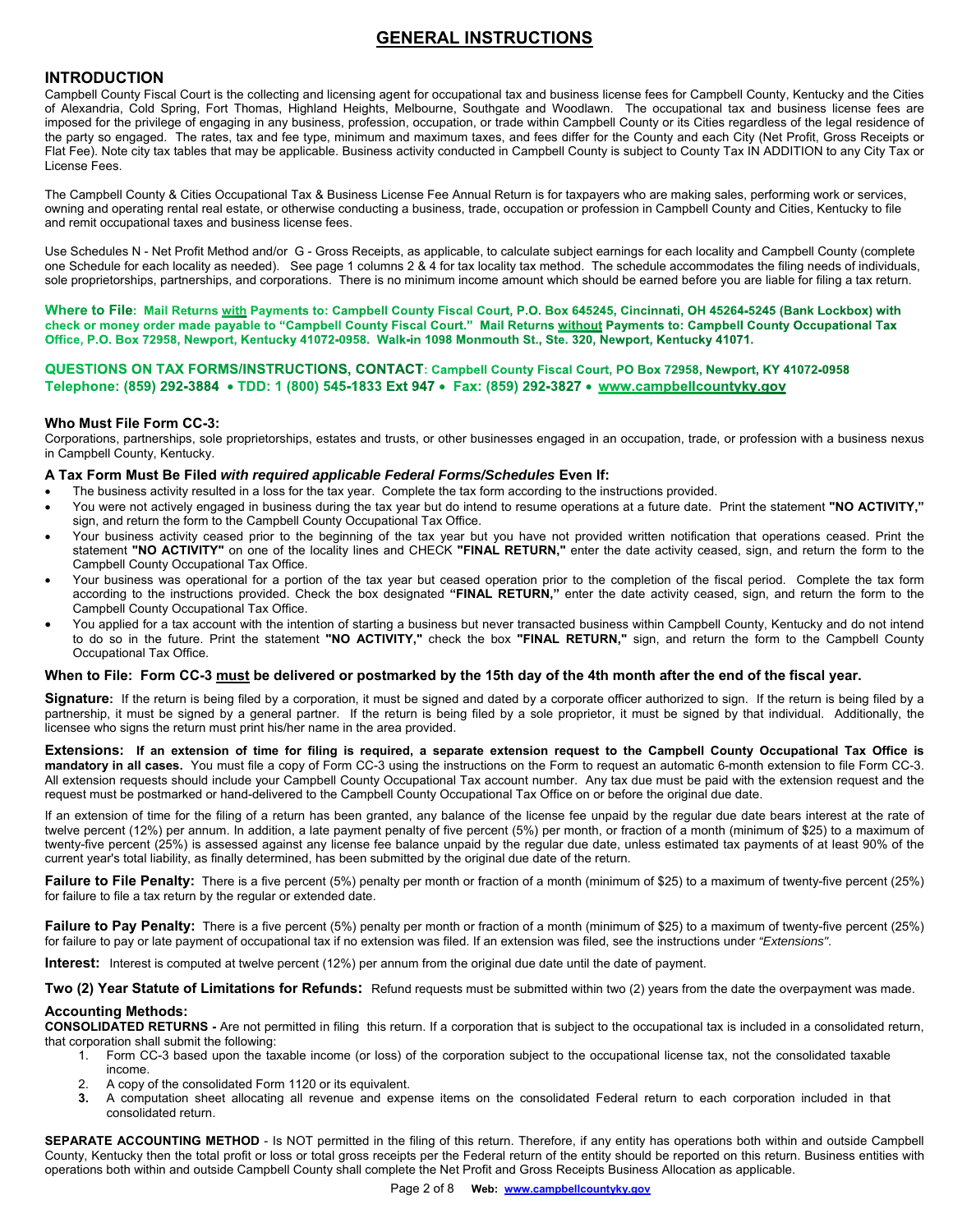# GENERAL INSTRUCTIONS

## INTRODUCTION

Campbell County Fiscal Court is the collecting and licensing agent for occupational tax and business license fees for Campbell County, Kentucky and the Cities of Alexandria, Cold Spring, Fort Thomas, Highland Heights, Melbourne, Southgate and Woodlawn. The occupational tax and business license fees are imposed for the privilege of engaging in any business, profession, occupation, or trade within Campbell County or its Cities regardless of the legal residence of the party so engaged. The rates, tax and fee type, minimum and maximum taxes, and fees differ for the County and each City (Net Profit, Gross Receipts or Flat Fee). Note city tax tables that may be applicable. Business activity conducted in Campbell County is subject to County Tax IN ADDITION to any City Tax or License Fees.

The Campbell County & Cities Occupational Tax & Business License Fee Annual Return is for taxpayers who are making sales, performing work or services, owning and operating rental real estate, or otherwise conducting a business, trade, occupation or profession in Campbell County and Cities, Kentucky to file and remit occupational taxes and business license fees.

Use Schedules N - Net Profit Method and/or G - Gross Receipts, as applicable, to calculate subject earnings for each locality and Campbell County (complete one Schedule for each locality as needed). See page 1 columns 2 & 4 for tax locality tax method. The schedule accommodates the filing needs of individuals, sole proprietorships, partnerships, and corporations. There is no minimum income amount which should be earned before you are liable for filing a tax return.

**Where to File: Mail Returns with Payments to: Campbell County Fiscal Court, P.O. Box 645245, Cincinnati, OH 45264-5245 (Bank Lockbox) with check or money order made payable to "Campbell County Fiscal Court." Mail Returns without Payments to: Campbell County Occupational Tax Office, P.O. Box 72958, Newport, Kentucky 41072-0958. Walk-in 1098 Monmouth St., Ste. 320, Newport, Kentucky 41071.**

**QUESTIONS ON TAX FORMS/INSTRUCTIONS, CONTACT: Campbell County Fiscal Court, PO Box 72958, Newport, KY 41072-0958 Telephone: (859) 292-3884 • TDD: 1 (800) 545-1833 Ext 947 • Fax: (859) 292-3827 • www.campbellcountyky.gov**

### Who Must File Form CC-3:

Corporations, partnerships, sole proprietorships, estates and trusts, or other businesses engaged in an occupation, trade, or profession with a business nexus in Campbell County, Kentucky.

### A Tax Form Must Be Filed *with required applicable Federal Forms/Schedules* Even If:

- The business activity resulted in a loss for the tax year. Complete the tax form according to the instructions provided.
- You were not actively engaged in business during the tax year but do intend to resume operations at a future date. Print the statement **"NO ACTIVITY,"** sign, and return the form to the Campbell County Occupational Tax Office.
- Your business activity ceased prior to the beginning of the tax year but you have not provided written notification that operations ceased. Print the statement **"NO ACTIVITY"** on one of the locality lines and CHECK **"FINAL RETURN,"** enter the date activity ceased, sign, and return the form to the Campbell County Occupational Tax Office.
- Your business was operational for a portion of the tax year but ceased operation prior to the completion of the fiscal period. Complete the tax form according to the instructions provided. Check the box designated **"FINAL RETURN,"** enter the date activity ceased, sign, and return the form to the Campbell County Occupational Tax Office.
- You applied for a tax account with the intention of starting a business but never transacted business within Campbell County, Kentucky and do not intend to do so in the future. Print the statement **"NO ACTIVITY,"** check the box **"FINAL RETURN,"** sign, and return the form to the Campbell County Occupational Tax Office.

### When to File: Form CC-3 must be delivered or postmarked by the 15th day of the 4th month after the end of the fiscal year.

**Signature:** If the return is being filed by a corporation, it must be signed and dated by a corporate officer authorized to sign. If the return is being filed by a partnership, it must be signed by a general partner. If the return is being filed by a sole proprietor, it must be signed by that individual. Additionally, the licensee who signs the return must print his/her name in the area provided.

**Extensions: If an extension of time for filing is required, a separate extension request to the Campbell County Occupational Tax Office is mandatory in all cases.** You must file a copy of Form CC-3 using the instructions on the Form to request an automatic 6-month extension to file Form CC-3. All extension requests should include your Campbell County Occupational Tax account number. Any tax due must be paid with the extension request and the request must be postmarked or hand-delivered to the Campbell County Occupational Tax Office on or before the original due date.

If an extension of time for the filing of a return has been granted, any balance of the license fee unpaid by the regular due date bears interest at the rate of twelve percent (12%) per annum. In addition, a late payment penalty of five percent (5%) per month, or fraction of a month (minimum of $25) to a maximum of twenty-five percent (25%) is assessed against any license fee balance unpaid by the regular due date, unless estimated tax payments of at least 90% of the current year's total liability, as finally determined, has been submitted by the original due date of the return.

**Failure to File Penalty:** There is a five percent (5%) penalty per month or fraction of a month (minimum of $25) to a maximum of twenty-five percent (25%) for failure to file a tax return by the regular or extended date.

**Failure to Pay Penalty:** There is a five percent (5%) penalty per month or fraction of a month (minimum of $25) to a maximum of twenty-five percent (25%) for failure to pay or late payment of occupational tax if no extension was filed. If an extension was filed, see the instructions under *"Extensions"*.

**Interest:** Interest is computed at twelve percent (12%) per annum from the original due date until the date of payment.

**Two (2) Year Statute of Limitations for Refunds:** Refund requests must be submitted within two (2) years from the date the overpayment was made.

### Accounting Methods:

**CONSOLIDATED RETURNS -** Are not permitted in filing this return. If a corporation that is subject to the occupational tax is included in a consolidated return, that corporation shall submit the following:

1. Form CC-3 based upon the taxable income (or loss) of the corporation subject to the occupational license tax, not the consolidated taxable income.
2. A copy of the consolidated Form 1120 or its equivalent.
3. A computation sheet allocating all revenue and expense items on the consolidated Federal return to each corporation included in that consolidated return.

**SEPARATE ACCOUNTING METHOD** - Is NOT permitted in the filing of this return. Therefore, if any entity has operations both within and outside Campbell County, Kentucky then the total profit or loss or total gross receipts per the Federal return of the entity should be reported on this return. Business entities with operations both within and outside Campbell County shall complete the Net Profit and Gross Receipts Business Allocation as applicable.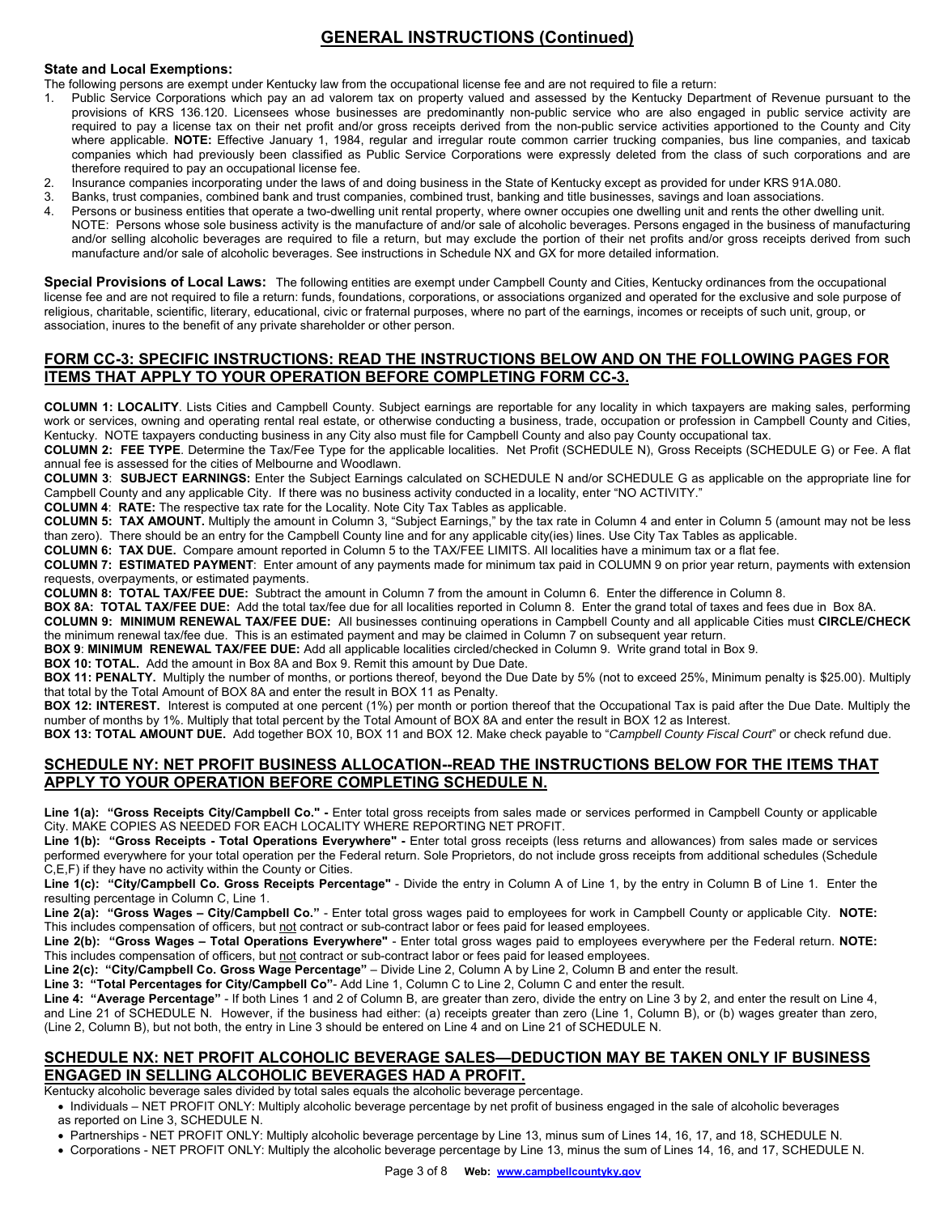## GENERAL INSTRUCTIONS (Continued)

**State and Local Exemptions:**

The following persons are exempt under Kentucky law from the occupational license fee and are not required to file a return:

1. Public Service Corporations which pay an ad valorem tax on property valued and assessed by the Kentucky Department of Revenue pursuant to the provisions of KRS 136.120. Licensees whose businesses are predominantly non-public service who are also engaged in public service activity are required to pay a license tax on their net profit and/or gross receipts derived from the non-public service activities apportioned to the County and City where applicable. **NOTE:** Effective January 1, 1984, regular and irregular route common carrier trucking companies, bus line companies, and taxicab companies which had previously been classified as Public Service Corporations were expressly deleted from the class of such corporations and are therefore required to pay an occupational license fee.
2. Insurance companies incorporating under the laws of and doing business in the State of Kentucky except as provided for under KRS 91A.080.
3. Banks, trust companies, combined bank and trust companies, combined trust, banking and title businesses, savings and loan associations.
4. Persons or business entities that operate a two-dwelling unit rental property, where owner occupies one dwelling unit and rents the other dwelling unit. NOTE: Persons whose sole business activity is the manufacture of and/or sale of alcoholic beverages. Persons engaged in the business of manufacturing and/or selling alcoholic beverages are required to file a return, but may exclude the portion of their net profits and/or gross receipts derived from such manufacture and/or sale of alcoholic beverages. See instructions in Schedule NX and GX for more detailed information.

**Special Provisions of Local Laws:** The following entities are exempt under Campbell County and Cities, Kentucky ordinances from the occupational license fee and are not required to file a return: funds, foundations, corporations, or associations organized and operated for the exclusive and sole purpose of religious, charitable, scientific, literary, educational, civic or fraternal purposes, where no part of the earnings, incomes or receipts of such unit, group, or association, inures to the benefit of any private shareholder or other person.

## FORM CC-3: SPECIFIC INSTRUCTIONS: READ THE INSTRUCTIONS BELOW AND ON THE FOLLOWING PAGES FOR ITEMS THAT APPLY TO YOUR OPERATION BEFORE COMPLETING FORM CC-3.

**COLUMN 1: LOCALITY**. Lists Cities and Campbell County. Subject earnings are reportable for any locality in which taxpayers are making sales, performing work or services, owning and operating rental real estate, or otherwise conducting a business, trade, occupation or profession in Campbell County and Cities, Kentucky. NOTE taxpayers conducting business in any City also must file for Campbell County and also pay County occupational tax.

**COLUMN 2: FEE TYPE**. Determine the Tax/Fee Type for the applicable localities. Net Profit (SCHEDULE N), Gross Receipts (SCHEDULE G) or Fee. A flat annual fee is assessed for the cities of Melbourne and Woodlawn.

**COLUMN 3**: **SUBJECT EARNINGS:** Enter the Subject Earnings calculated on SCHEDULE N and/or SCHEDULE G as applicable on the appropriate line for Campbell County and any applicable City. If there was no business activity conducted in a locality, enter "NO ACTIVITY."

**COLUMN 4**: **RATE:** The respective tax rate for the Locality. Note City Tax Tables as applicable.

**COLUMN 5: TAX AMOUNT.** Multiply the amount in Column 3, "Subject Earnings," by the tax rate in Column 4 and enter in Column 5 (amount may not be less than zero). There should be an entry for the Campbell County line and for any applicable city(ies) lines. Use City Tax Tables as applicable.

**COLUMN 6: TAX DUE.** Compare amount reported in Column 5 to the TAX/FEE LIMITS. All localities have a minimum tax or a flat fee.

**COLUMN 7: ESTIMATED PAYMENT**: Enter amount of any payments made for minimum tax paid in COLUMN 9 on prior year return, payments with extension requests, overpayments, or estimated payments.

**COLUMN 8: TOTAL TAX/FEE DUE:** Subtract the amount in Column 7 from the amount in Column 6. Enter the difference in Column 8.

**BOX 8A: TOTAL TAX/FEE DUE:** Add the total tax/fee due for all localities reported in Column 8. Enter the grand total of taxes and fees due in Box 8A.

**COLUMN 9: MINIMUM RENEWAL TAX/FEE DUE:** All businesses continuing operations in Campbell County and all applicable Cities must **CIRCLE/CHECK** the minimum renewal tax/fee due. This is an estimated payment and may be claimed in Column 7 on subsequent year return.

**BOX 9**: **MINIMUM RENEWAL TAX/FEE DUE:** Add all applicable localities circled/checked in Column 9. Write grand total in Box 9.

**BOX 10: TOTAL.** Add the amount in Box 8A and Box 9. Remit this amount by Due Date.

**BOX 11: PENALTY.** Multiply the number of months, or portions thereof, beyond the Due Date by 5% (not to exceed 25%, Minimum penalty is $25.00). Multiply that total by the Total Amount of BOX 8A and enter the result in BOX 11 as Penalty.

**BOX 12: INTEREST.** Interest is computed at one percent (1%) per month or portion thereof that the Occupational Tax is paid after the Due Date. Multiply the number of months by 1%. Multiply that total percent by the Total Amount of BOX 8A and enter the result in BOX 12 as Interest.

**BOX 13: TOTAL AMOUNT DUE.** Add together BOX 10, BOX 11 and BOX 12. Make check payable to "*Campbell County Fiscal Court*" or check refund due.

## SCHEDULE NY: NET PROFIT BUSINESS ALLOCATION--READ THE INSTRUCTIONS BELOW FOR THE ITEMS THAT APPLY TO YOUR OPERATION BEFORE COMPLETING SCHEDULE N.

**Line 1(a): "Gross Receipts City/Campbell Co." -** Enter total gross receipts from sales made or services performed in Campbell County or applicable City. MAKE COPIES AS NEEDED FOR EACH LOCALITY WHERE REPORTING NET PROFIT.

**Line 1(b): "Gross Receipts - Total Operations Everywhere" -** Enter total gross receipts (less returns and allowances) from sales made or services performed everywhere for your total operation per the Federal return. Sole Proprietors, do not include gross receipts from additional schedules (Schedule C,E,F) if they have no activity within the County or Cities.

**Line 1(c): "City/Campbell Co. Gross Receipts Percentage"** - Divide the entry in Column A of Line 1, by the entry in Column B of Line 1. Enter the resulting percentage in Column C, Line 1.

**Line 2(a): "Gross Wages – City/Campbell Co."** - Enter total gross wages paid to employees for work in Campbell County or applicable City. **NOTE:** This includes compensation of officers, but not contract or sub-contract labor or fees paid for leased employees.

**Line 2(b): "Gross Wages – Total Operations Everywhere"** - Enter total gross wages paid to employees everywhere per the Federal return. **NOTE:** This includes compensation of officers, but not contract or sub-contract labor or fees paid for leased employees.

**Line 2(c): "City/Campbell Co. Gross Wage Percentage"** – Divide Line 2, Column A by Line 2, Column B and enter the result.

**Line 3: "Total Percentages for City/Campbell Co"**- Add Line 1, Column C to Line 2, Column C and enter the result.

**Line 4: "Average Percentage"** - If both Lines 1 and 2 of Column B, are greater than zero, divide the entry on Line 3 by 2, and enter the result on Line 4, and Line 21 of SCHEDULE N. However, if the business had either: (a) receipts greater than zero (Line 1, Column B), or (b) wages greater than zero, (Line 2, Column B), but not both, the entry in Line 3 should be entered on Line 4 and on Line 21 of SCHEDULE N.

## SCHEDULE NX: NET PROFIT ALCOHOLIC BEVERAGE SALES—DEDUCTION MAY BE TAKEN ONLY IF BUSINESS ENGAGED IN SELLING ALCOHOLIC BEVERAGES HAD A PROFIT.

Kentucky alcoholic beverage sales divided by total sales equals the alcoholic beverage percentage.

- Individuals – NET PROFIT ONLY: Multiply alcoholic beverage percentage by net profit of business engaged in the sale of alcoholic beverages as reported on Line 3, SCHEDULE N.
- Partnerships - NET PROFIT ONLY: Multiply alcoholic beverage percentage by Line 13, minus sum of Lines 14, 16, 17, and 18, SCHEDULE N.
- Corporations - NET PROFIT ONLY: Multiply the alcoholic beverage percentage by Line 13, minus the sum of Lines 14, 16, and 17, SCHEDULE N.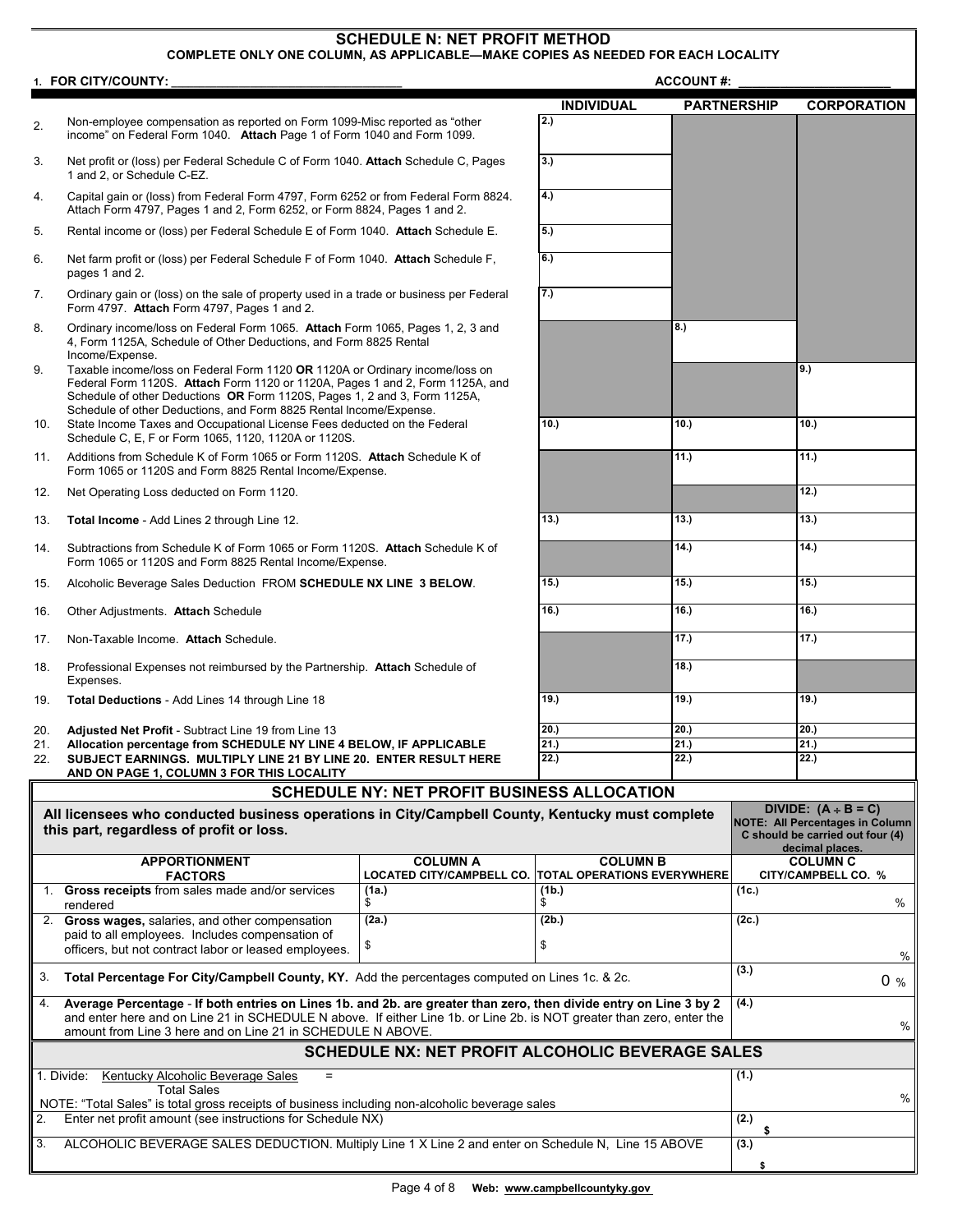## SCHEDULE N: NET PROFIT METHOD

**COMPLETE ONLY ONE COLUMN, AS APPLICABLE—MAKE COPIES AS NEEDED FOR EACH LOCALITY**

**1. FOR CITY/COUNTY:** ______________________________ **ACCOUNT #:** ____________________

| | | INDIVIDUAL | PARTNERSHIP | CORPORATION |
|---|---|---|---|---|
| 2. | Non-employee compensation as reported on Form 1099-Misc reported as "other income" on Federal Form 1040. **Attach** Page 1 of Form 1040 and Form 1099. | 2.) | | |
| 3. | Net profit or (loss) per Federal Schedule C of Form 1040. **Attach** Schedule C, Pages 1 and 2, or Schedule C-EZ. | 3.) | | |
| 4. | Capital gain or (loss) from Federal Form 4797, Form 6252 or from Federal Form 8824. Attach Form 4797, Pages 1 and 2, Form 6252, or Form 8824, Pages 1 and 2. | 4.) | | |
| 5. | Rental income or (loss) per Federal Schedule E of Form 1040. **Attach** Schedule E. | 5.) | | |
| 6. | Net farm profit or (loss) per Federal Schedule F of Form 1040. **Attach** Schedule F, pages 1 and 2. | 6.) | | |
| 7. | Ordinary gain or (loss) on the sale of property used in a trade or business per Federal Form 4797. **Attach** Form 4797, Pages 1 and 2. | 7.) | | |
| 8. | Ordinary income/loss on Federal Form 1065. **Attach** Form 1065, Pages 1, 2, 3 and 4, Form 1125A, Schedule of Other Deductions, and Form 8825 Rental Income/Expense. | | 8.) | |
| 9. | Taxable income/loss on Federal Form 1120 **OR** 1120A or Ordinary income/loss on Federal Form 1120S. **Attach** Form 1120 or 1120A, Pages 1 and 2, Form 1125A, and Schedule of other Deductions **OR** Form 1120S, Pages 1, 2 and 3, Form 1125A, Schedule of other Deductions, and Form 8825 Rental Income/Expense. | | | 9.) |
| 10. | State Income Taxes and Occupational License Fees deducted on the Federal Schedule C, E, F or Form 1065, 1120, 1120A or 1120S. | 10.) | 10.) | 10.) |
| 11. | Additions from Schedule K of Form 1065 or Form 1120S. **Attach** Schedule K of Form 1065 or 1120S and Form 8825 Rental Income/Expense. | | 11.) | 11.) |
| 12. | Net Operating Loss deducted on Form 1120. | | | 12.) |
| 13. | **Total Income** - Add Lines 2 through Line 12. | 13.) | 13.) | 13.) |
| 14. | Subtractions from Schedule K of Form 1065 or Form 1120S. **Attach** Schedule K of Form 1065 or 1120S and Form 8825 Rental Income/Expense. | | 14.) | 14.) |
| 15. | Alcoholic Beverage Sales Deduction FROM **SCHEDULE NX LINE 3 BELOW**. | 15.) | 15.) | 15.) |
| 16. | Other Adjustments. **Attach** Schedule | 16.) | 16.) | 16.) |
| 17. | Non-Taxable Income. **Attach** Schedule. | | 17.) | 17.) |
| 18. | Professional Expenses not reimbursed by the Partnership. **Attach** Schedule of Expenses. | | 18.) | |
| 19. | **Total Deductions** - Add Lines 14 through Line 18 | 19.) | 19.) | 19.) |
| 20. | **Adjusted Net Profit** - Subtract Line 19 from Line 13 | 20.) | 20.) | 20.) |
| 21. | **Allocation percentage from SCHEDULE NY LINE 4 BELOW, IF APPLICABLE** | 21.) | 21.) | 21.) |
| 22. | **SUBJECT EARNINGS. MULTIPLY LINE 21 BY LINE 20. ENTER RESULT HERE AND ON PAGE 1, COLUMN 3 FOR THIS LOCALITY** | 22.) | 22.) | 22.) |

## SCHEDULE NY: NET PROFIT BUSINESS ALLOCATION

**All licensees who conducted business operations in City/Campbell County, Kentucky must complete this part, regardless of profit or loss.**

**DIVIDE: (A ÷ B = C)** **NOTE: All Percentages in Column C should be carried out four (4) decimal places.**

| APPORTIONMENT FACTORS | COLUMN A LOCATED CITY/CAMPBELL CO. | COLUMN B TOTAL OPERATIONS EVERYWHERE | COLUMN C CITY/CAMPBELL CO. % |
|---|---|---|---|
| 1. **Gross receipts** from sales made and/or services rendered | (1a.) $ | (1b.) $ | (1c.) % |
| 2. **Gross wages,** salaries, and other compensation paid to all employees. Includes compensation of officers, but not contract labor or leased employees. | (2a.) $ | (2b.) $ | (2c.) % |
| 3. **Total Percentage For City/Campbell County, KY.** Add the percentages computed on Lines 1c. & 2c. | | | (3.) 0 % |
| 4. **Average Percentage** - **If both entries on Lines 1b. and 2b. are greater than zero, then divide entry on Line 3 by 2** and enter here and on Line 21 in SCHEDULE N above. If either Line 1b. or Line 2b. is NOT greater than zero, enter the amount from Line 3 here and on Line 21 in SCHEDULE N ABOVE. | | | (4.) % |

## SCHEDULE NX: NET PROFIT ALCOHOLIC BEVERAGE SALES

| | |
|---|---|
| 1. Divide: Kentucky Alcoholic Beverage Sales = Total Sales<br>NOTE: "Total Sales" is total gross receipts of business including non-alcoholic beverage sales | (1.) % |
| 2. Enter net profit amount (see instructions for Schedule NX) | (2.) $ |
| 3. ALCOHOLIC BEVERAGE SALES DEDUCTION. Multiply Line 1 X Line 2 and enter on Schedule N, Line 15 ABOVE | (3.) $ |

Web: www.campbellcountyky.gov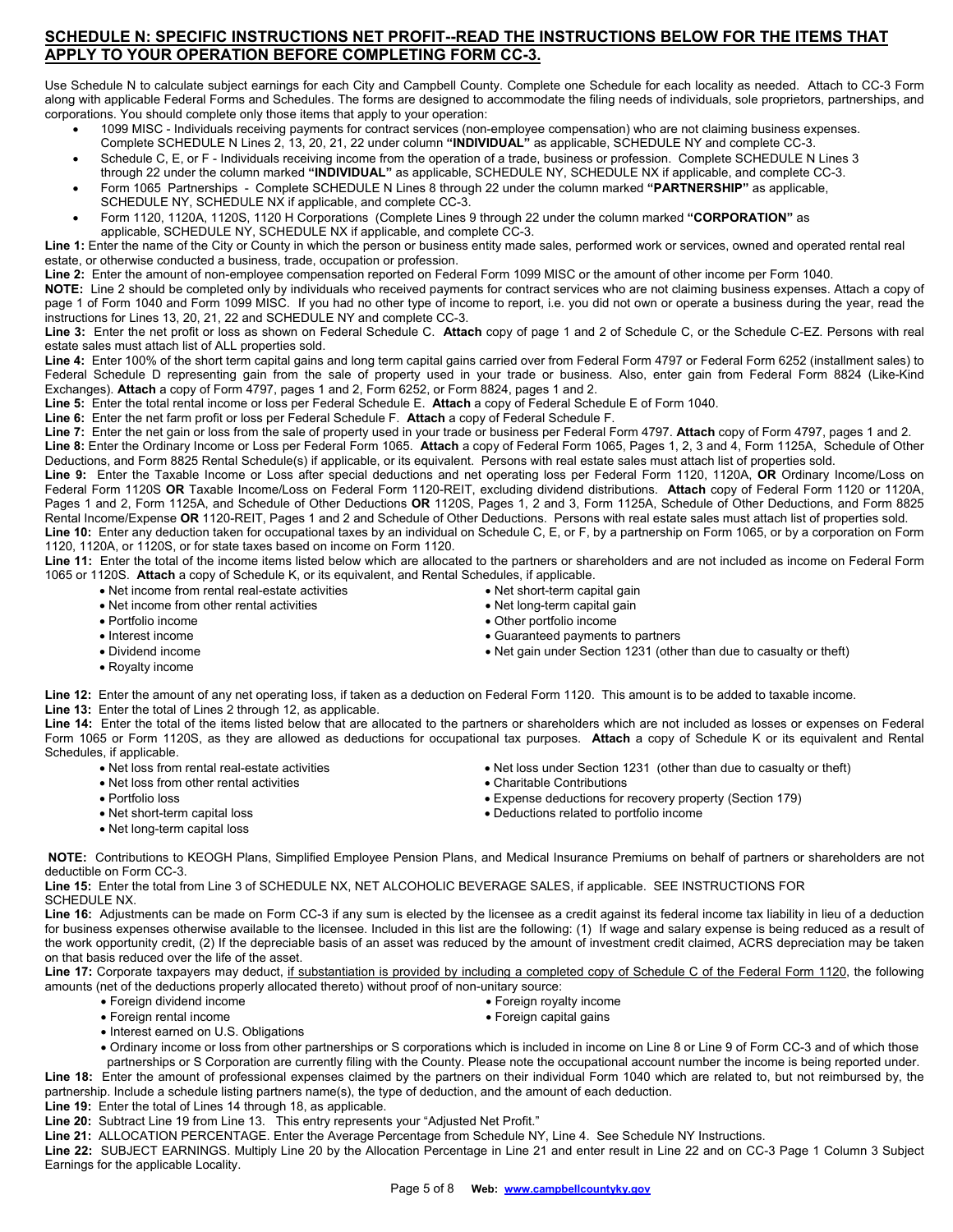## SCHEDULE N: SPECIFIC INSTRUCTIONS NET PROFIT--READ THE INSTRUCTIONS BELOW FOR THE ITEMS THAT APPLY TO YOUR OPERATION BEFORE COMPLETING FORM CC-3.

Use Schedule N to calculate subject earnings for each City and Campbell County. Complete one Schedule for each locality as needed. Attach to CC-3 Form along with applicable Federal Forms and Schedules. The forms are designed to accommodate the filing needs of individuals, sole proprietors, partnerships, and corporations. You should complete only those items that apply to your operation:

- 1099 MISC - Individuals receiving payments for contract services (non-employee compensation) who are not claiming business expenses. Complete SCHEDULE N Lines 2, 13, 20, 21, 22 under column **"INDIVIDUAL"** as applicable, SCHEDULE NY and complete CC-3.
- Schedule C, E, or F - Individuals receiving income from the operation of a trade, business or profession. Complete SCHEDULE N Lines 3 through 22 under the column marked **"INDIVIDUAL"** as applicable, SCHEDULE NY, SCHEDULE NX if applicable, and complete CC-3.
- Form 1065 Partnerships - Complete SCHEDULE N Lines 8 through 22 under the column marked **"PARTNERSHIP"** as applicable, SCHEDULE NY, SCHEDULE NX if applicable, and complete CC-3.
- Form 1120, 1120A, 1120S, 1120 H Corporations (Complete Lines 9 through 22 under the column marked **"CORPORATION"** as applicable, SCHEDULE NY, SCHEDULE NX if applicable, and complete CC-3.

**Line 1:** Enter the name of the City or County in which the person or business entity made sales, performed work or services, owned and operated rental real estate, or otherwise conducted a business, trade, occupation or profession.

**Line 2:** Enter the amount of non-employee compensation reported on Federal Form 1099 MISC or the amount of other income per Form 1040.

**NOTE:** Line 2 should be completed only by individuals who received payments for contract services who are not claiming business expenses. Attach a copy of page 1 of Form 1040 and Form 1099 MISC. If you had no other type of income to report, i.e. you did not own or operate a business during the year, read the instructions for Lines 13, 20, 21, 22 and SCHEDULE NY and complete CC-3.

**Line 3:** Enter the net profit or loss as shown on Federal Schedule C. **Attach** copy of page 1 and 2 of Schedule C, or the Schedule C-EZ. Persons with real estate sales must attach list of ALL properties sold.

**Line 4:** Enter 100% of the short term capital gains and long term capital gains carried over from Federal Form 4797 or Federal Form 6252 (installment sales) to Federal Schedule D representing gain from the sale of property used in your trade or business. Also, enter gain from Federal Form 8824 (Like-Kind Exchanges). **Attach** a copy of Form 4797, pages 1 and 2, Form 6252, or Form 8824, pages 1 and 2.

**Line 5:** Enter the total rental income or loss per Federal Schedule E. **Attach** a copy of Federal Schedule E of Form 1040.

**Line 6:** Enter the net farm profit or loss per Federal Schedule F. **Attach** a copy of Federal Schedule F.

**Line 7:** Enter the net gain or loss from the sale of property used in your trade or business per Federal Form 4797. **Attach** copy of Form 4797, pages 1 and 2.

**Line 8:** Enter the Ordinary Income or Loss per Federal Form 1065. **Attach** a copy of Federal Form 1065, Pages 1, 2, 3 and 4, Form 1125A, Schedule of Other Deductions, and Form 8825 Rental Schedule(s) if applicable, or its equivalent. Persons with real estate sales must attach list of properties sold.

**Line 9:** Enter the Taxable Income or Loss after special deductions and net operating loss per Federal Form 1120, 1120A, **OR** Ordinary Income/Loss on Federal Form 1120S **OR** Taxable Income/Loss on Federal Form 1120-REIT, excluding dividend distributions. **Attach** copy of Federal Form 1120 or 1120A, Pages 1 and 2, Form 1125A, and Schedule of Other Deductions **OR** 1120S, Pages 1, 2 and 3, Form 1125A, Schedule of Other Deductions, and Form 8825 Rental Income/Expense **OR** 1120-REIT, Pages 1 and 2 and Schedule of Other Deductions. Persons with real estate sales must attach list of properties sold.

**Line 10:** Enter any deduction taken for occupational taxes by an individual on Schedule C, E, or F, by a partnership on Form 1065, or by a corporation on Form 1120, 1120A, or 1120S, or for state taxes based on income on Form 1120.

**Line 11:** Enter the total of the income items listed below which are allocated to the partners or shareholders and are not included as income on Federal Form 1065 or 1120S. **Attach** a copy of Schedule K, or its equivalent, and Rental Schedules, if applicable.

- Net income from rental real-estate activities
- Net income from other rental activities
- Portfolio income
- Interest income
- Dividend income
- Royalty income
- Net short-term capital gain
- Net long-term capital gain
- Other portfolio income
- Guaranteed payments to partners
- Net gain under Section 1231 (other than due to casualty or theft)

**Line 12:** Enter the amount of any net operating loss, if taken as a deduction on Federal Form 1120. This amount is to be added to taxable income.

**Line 13:** Enter the total of Lines 2 through 12, as applicable.

**Line 14:** Enter the total of the items listed below that are allocated to the partners or shareholders which are not included as losses or expenses on Federal Form 1065 or Form 1120S, as they are allowed as deductions for occupational tax purposes. **Attach** a copy of Schedule K or its equivalent and Rental Schedules, if applicable.

- Net loss from rental real-estate activities
- Net loss from other rental activities
- Portfolio loss
- Net short-term capital loss
- Net long-term capital loss
- Net loss under Section 1231 (other than due to casualty or theft)
- Charitable Contributions
- Expense deductions for recovery property (Section 179)
- Deductions related to portfolio income

**NOTE:** Contributions to KEOGH Plans, Simplified Employee Pension Plans, and Medical Insurance Premiums on behalf of partners or shareholders are not deductible on Form CC-3.

**Line 15:** Enter the total from Line 3 of SCHEDULE NX, NET ALCOHOLIC BEVERAGE SALES, if applicable. SEE INSTRUCTIONS FOR SCHEDULE NX.

**Line 16:** Adjustments can be made on Form CC-3 if any sum is elected by the licensee as a credit against its federal income tax liability in lieu of a deduction for business expenses otherwise available to the licensee. Included in this list are the following: (1) If wage and salary expense is being reduced as a result of the work opportunity credit, (2) If the depreciable basis of an asset was reduced by the amount of investment credit claimed, ACRS depreciation may be taken on that basis reduced over the life of the asset.

**Line 17:** Corporate taxpayers may deduct, <u>if substantiation is provided by including a completed copy of Schedule C of the Federal Form 1120</u>, the following amounts (net of the deductions properly allocated thereto) without proof of non-unitary source:

- Foreign dividend income
- Foreign rental income
- Interest earned on U.S. Obligations
- Foreign royalty income
- Foreign capital gains
- Ordinary income or loss from other partnerships or S corporations which is included in income on Line 8 or Line 9 of Form CC-3 and of which those partnerships or S Corporation are currently filing with the County. Please note the occupational account number the income is being reported under.

**Line 18:** Enter the amount of professional expenses claimed by the partners on their individual Form 1040 which are related to, but not reimbursed by, the partnership. Include a schedule listing partners name(s), the type of deduction, and the amount of each deduction.

**Line 19:** Enter the total of Lines 14 through 18, as applicable.

**Line 20:** Subtract Line 19 from Line 13. This entry represents your "Adjusted Net Profit."

**Line 21:** ALLOCATION PERCENTAGE. Enter the Average Percentage from Schedule NY, Line 4. See Schedule NY Instructions.

**Line 22:** SUBJECT EARNINGS. Multiply Line 20 by the Allocation Percentage in Line 21 and enter result in Line 22 and on CC-3 Page 1 Column 3 Subject Earnings for the applicable Locality.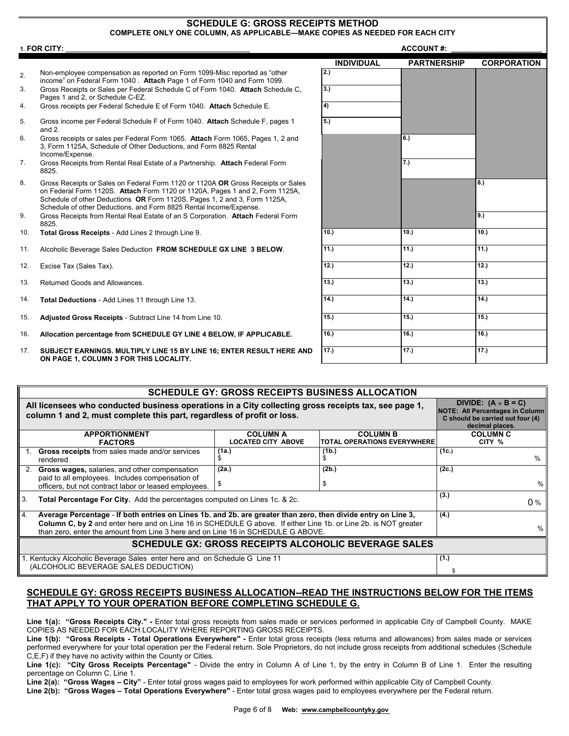## SCHEDULE G: GROSS RECEIPTS METHOD

**COMPLETE ONLY ONE COLUMN, AS APPLICABLE—MAKE COPIES AS NEEDED FOR EACH CITY**

**1. FOR CITY:** ______________________________ **ACCOUNT #:** ____________________

| | | INDIVIDUAL | PARTNERSHIP | CORPORATION |
|---|---|---|---|---|
| 2. | Non-employee compensation as reported on Form 1099-Misc reported as "other income" on Federal Form 1040 . **Attach** Page 1 of Form 1040 and Form 1099. | 2.) | | |
| 3. | Gross Receipts or Sales per Federal Schedule C of Form 1040. **Attach** Schedule C, Pages 1 and 2, or Schedule C-EZ. | 3.) | | |
| 4. | Gross receipts per Federal Schedule E of Form 1040. **Attach** Schedule E. | 4) | | |
| 5. | Gross income per Federal Schedule F of Form 1040. **Attach** Schedule F, pages 1 and 2. | 5.) | | |
| 6. | Gross receipts or sales per Federal Form 1065. **Attach** Form 1065, Pages 1, 2 and 3, Form 1125A, Schedule of Other Deductions, and Form 8825 Rental Income/Expense. | | 6.) | |
| 7. | Gross Receipts from Rental Real Estate of a Partnership. **Attach** Federal Form 8825. | | 7.) | |
| 8. | Gross Receipts or Sales on Federal Form 1120 or 1120A **OR** Gross Receipts or Sales on Federal Form 1120S. **Attach** Form 1120 or 1120A, Pages 1 and 2, Form 1125A, Schedule of other Deductions **OR** Form 1120S, Pages 1, 2 and 3, Form 1125A, Schedule of other Deductions, and Form 8825 Rental Income/Expense. | | | 8.) |
| 9. | Gross Receipts from Rental Real Estate of an S Corporation. **Attach** Federal Form 8825. | | | 9.) |
| 10. | **Total Gross Receipts** - Add Lines 2 through Line 9. | 10.) | 10.) | 10.) |
| 11. | Alcoholic Beverage Sales Deduction **FROM SCHEDULE GX LINE 3 BELOW**. | 11.) | 11.) | 11.) |
| 12. | Excise Tax (Sales Tax). | 12.) | 12.) | 12.) |
| 13. | Returned Goods and Allowances. | 13.) | 13.) | 13.) |
| 14. | **Total Deductions** - Add Lines 11 through Line 13. | 14.) | 14.) | 14.) |
| 15. | **Adjusted Gross Receipts** - Subtract Line 14 from Line 10. | 15.) | 15.) | 15.) |
| 16. | **Allocation percentage from SCHEDULE GY LINE 4 BELOW, IF APPLICABLE.** | 16.) | 16.) | 16.) |
| 17. | **SUBJECT EARNINGS. MULTIPLY LINE 15 BY LINE 16; ENTER RESULT HERE AND ON PAGE 1, COLUMN 3 FOR THIS LOCALITY.** | 17.) | 17.) | 17.) |

## SCHEDULE GY: GROSS RECEIPTS BUSINESS ALLOCATION

**All licensees who conducted business operations in a City collecting gross receipts tax, see page 1, column 1 and 2, must complete this part, regardless of profit or loss.**

**DIVIDE: (A ÷ B = C)**
**NOTE: All Percentages in Column C should be carried out four (4) decimal places.**

| APPORTIONMENT FACTORS | COLUMN A LOCATED CITY ABOVE | COLUMN B TOTAL OPERATIONS EVERYWHERE | COLUMN C CITY % |
|---|---|---|---|
| 1. **Gross receipts** from sales made and/or services rendered | (1a.) $ | (1b.) $ | (1c.) % |
| 2. **Gross wages,** salaries, and other compensation paid to all employees. Includes compensation of officers, but not contract labor or leased employees. | (2a.) $ | (2b.) $ | (2c.) % |
| 3. **Total Percentage For City.** Add the percentages computed on Lines 1c. & 2c. | | | (3.) 0 % |
| 4. **Average Percentage** - **If both entries on Lines 1b. and 2b. are greater than zero, then divide entry on Line 3, Column C, by 2** and enter here and on Line 16 in SCHEDULE G above. If either Line 1b. or Line 2b. is NOT greater than zero, enter the amount from Line 3 here and on Line 16 in SCHEDULE G ABOVE. | | | (4.) % |

## SCHEDULE GX: GROSS RECEIPTS ALCOHOLIC BEVERAGE SALES

| | |
|---|---|
| 1. Kentucky Alcoholic Beverage Sales enter here and on Schedule G Line 11 (ALCOHOLIC BEVERAGE SALES DEDUCTION) | (1.) $ |

## SCHEDULE GY: GROSS RECEIPTS BUSINESS ALLOCATION--READ THE INSTRUCTIONS BELOW FOR THE ITEMS THAT APPLY TO YOUR OPERATION BEFORE COMPLETING SCHEDULE G.

**Line 1(a): "Gross Receipts City." -** Enter total gross receipts from sales made or services performed in applicable City of Campbell County. MAKE COPIES AS NEEDED FOR EACH LOCALITY WHERE REPORTING GROSS RECEIPTS.

**Line 1(b): "Gross Receipts - Total Operations Everywhere" -** Enter total gross receipts (less returns and allowances) from sales made or services performed everywhere for your total operation per the Federal return. Sole Proprietors, do not include gross receipts from additional schedules (Schedule C,E,F) if they have no activity within the County or Cities.

**Line 1(c): "City Gross Receipts Percentage"** - Divide the entry in Column A of Line 1, by the entry in Column B of Line 1. Enter the resulting percentage on Column C, Line 1.

**Line 2(a): "Gross Wages – City"** - Enter total gross wages paid to employees for work performed within applicable City of Campbell County.

**Line 2(b): "Gross Wages – Total Operations Everywhere"** - Enter total gross wages paid to employees everywhere per the Federal return.

Web: www.campbellcountyky.gov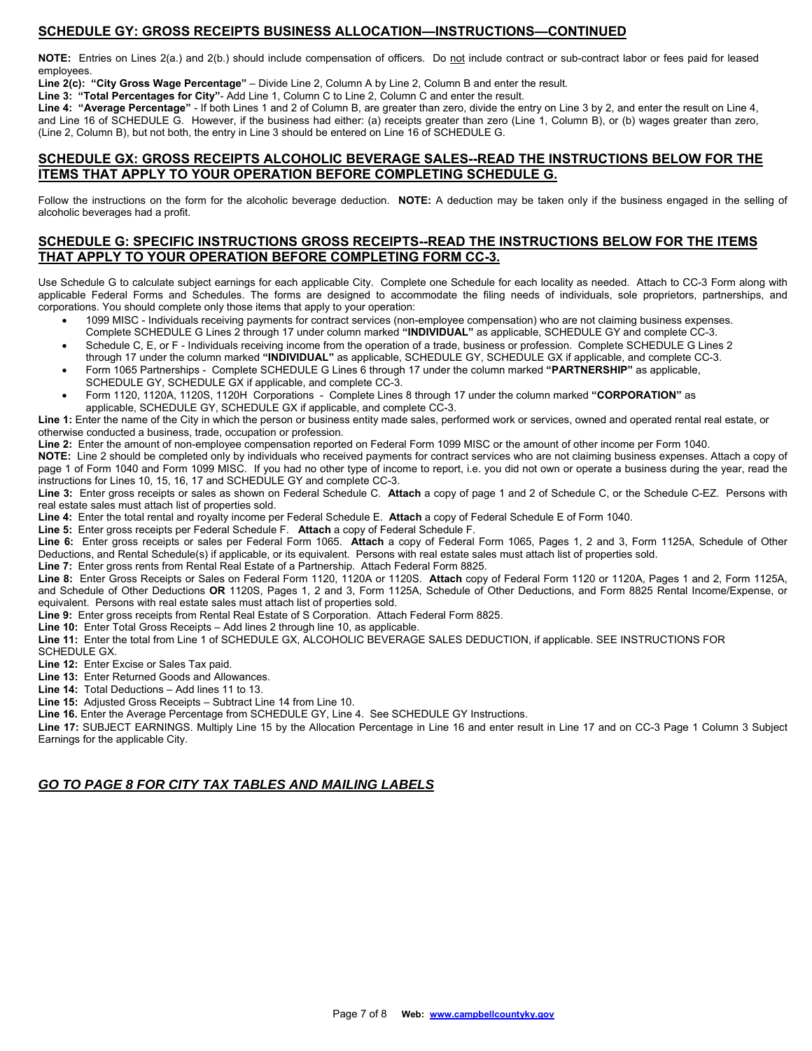## SCHEDULE GY: GROSS RECEIPTS BUSINESS ALLOCATION—INSTRUCTIONS—CONTINUED

**NOTE:** Entries on Lines 2(a.) and 2(b.) should include compensation of officers. Do not include contract or sub-contract labor or fees paid for leased employees.

**Line 2(c): "City Gross Wage Percentage"** – Divide Line 2, Column A by Line 2, Column B and enter the result.

**Line 3: "Total Percentages for City"**- Add Line 1, Column C to Line 2, Column C and enter the result.

**Line 4: "Average Percentage"** - If both Lines 1 and 2 of Column B, are greater than zero, divide the entry on Line 3 by 2, and enter the result on Line 4, and Line 16 of SCHEDULE G. However, if the business had either: (a) receipts greater than zero (Line 1, Column B), or (b) wages greater than zero, (Line 2, Column B), but not both, the entry in Line 3 should be entered on Line 16 of SCHEDULE G.

## SCHEDULE GX: GROSS RECEIPTS ALCOHOLIC BEVERAGE SALES--READ THE INSTRUCTIONS BELOW FOR THE ITEMS THAT APPLY TO YOUR OPERATION BEFORE COMPLETING SCHEDULE G.

Follow the instructions on the form for the alcoholic beverage deduction. **NOTE:** A deduction may be taken only if the business engaged in the selling of alcoholic beverages had a profit.

## SCHEDULE G: SPECIFIC INSTRUCTIONS GROSS RECEIPTS--READ THE INSTRUCTIONS BELOW FOR THE ITEMS THAT APPLY TO YOUR OPERATION BEFORE COMPLETING FORM CC-3.

Use Schedule G to calculate subject earnings for each applicable City. Complete one Schedule for each locality as needed. Attach to CC-3 Form along with applicable Federal Forms and Schedules. The forms are designed to accommodate the filing needs of individuals, sole proprietors, partnerships, and corporations. You should complete only those items that apply to your operation:

- 1099 MISC - Individuals receiving payments for contract services (non-employee compensation) who are not claiming business expenses. Complete SCHEDULE G Lines 2 through 17 under column marked **"INDIVIDUAL"** as applicable, SCHEDULE GY and complete CC-3.
- Schedule C, E, or F - Individuals receiving income from the operation of a trade, business or profession. Complete SCHEDULE G Lines 2 through 17 under the column marked **"INDIVIDUAL"** as applicable, SCHEDULE GY, SCHEDULE GX if applicable, and complete CC-3.
- Form 1065 Partnerships - Complete SCHEDULE G Lines 6 through 17 under the column marked **"PARTNERSHIP"** as applicable, SCHEDULE GY, SCHEDULE GX if applicable, and complete CC-3.
- Form 1120, 1120A, 1120S, 1120H Corporations - Complete Lines 8 through 17 under the column marked **"CORPORATION"** as applicable, SCHEDULE GY, SCHEDULE GX if applicable, and complete CC-3.

**Line 1:** Enter the name of the City in which the person or business entity made sales, performed work or services, owned and operated rental real estate, or otherwise conducted a business, trade, occupation or profession.

**Line 2:** Enter the amount of non-employee compensation reported on Federal Form 1099 MISC or the amount of other income per Form 1040.

**NOTE:** Line 2 should be completed only by individuals who received payments for contract services who are not claiming business expenses. Attach a copy of page 1 of Form 1040 and Form 1099 MISC. If you had no other type of income to report, i.e. you did not own or operate a business during the year, read the instructions for Lines 10, 15, 16, 17 and SCHEDULE GY and complete CC-3.

**Line 3:** Enter gross receipts or sales as shown on Federal Schedule C. **Attach** a copy of page 1 and 2 of Schedule C, or the Schedule C-EZ. Persons with real estate sales must attach list of properties sold.

**Line 4:** Enter the total rental and royalty income per Federal Schedule E. **Attach** a copy of Federal Schedule E of Form 1040.

**Line 5:** Enter gross receipts per Federal Schedule F. **Attach** a copy of Federal Schedule F.

**Line 6:** Enter gross receipts or sales per Federal Form 1065. **Attach** a copy of Federal Form 1065, Pages 1, 2 and 3, Form 1125A, Schedule of Other Deductions, and Rental Schedule(s) if applicable, or its equivalent. Persons with real estate sales must attach list of properties sold.

**Line 7:** Enter gross rents from Rental Real Estate of a Partnership. Attach Federal Form 8825.

**Line 8:** Enter Gross Receipts or Sales on Federal Form 1120, 1120A or 1120S. **Attach** copy of Federal Form 1120 or 1120A, Pages 1 and 2, Form 1125A, and Schedule of Other Deductions **OR** 1120S, Pages 1, 2 and 3, Form 1125A, Schedule of Other Deductions, and Form 8825 Rental Income/Expense, or equivalent. Persons with real estate sales must attach list of properties sold.

**Line 9:** Enter gross receipts from Rental Real Estate of S Corporation. Attach Federal Form 8825.

**Line 10:** Enter Total Gross Receipts – Add lines 2 through line 10, as applicable.

**Line 11:** Enter the total from Line 1 of SCHEDULE GX, ALCOHOLIC BEVERAGE SALES DEDUCTION, if applicable. SEE INSTRUCTIONS FOR SCHEDULE GX.

**Line 12:** Enter Excise or Sales Tax paid.

**Line 13:** Enter Returned Goods and Allowances.

**Line 14:** Total Deductions – Add lines 11 to 13.

**Line 15:** Adjusted Gross Receipts – Subtract Line 14 from Line 10.

**Line 16.** Enter the Average Percentage from SCHEDULE GY, Line 4. See SCHEDULE GY Instructions.

**Line 17:** SUBJECT EARNINGS. Multiply Line 15 by the Allocation Percentage in Line 16 and enter result in Line 17 and on CC-3 Page 1 Column 3 Subject Earnings for the applicable City.

***GO TO PAGE 8 FOR CITY TAX TABLES AND MAILING LABELS***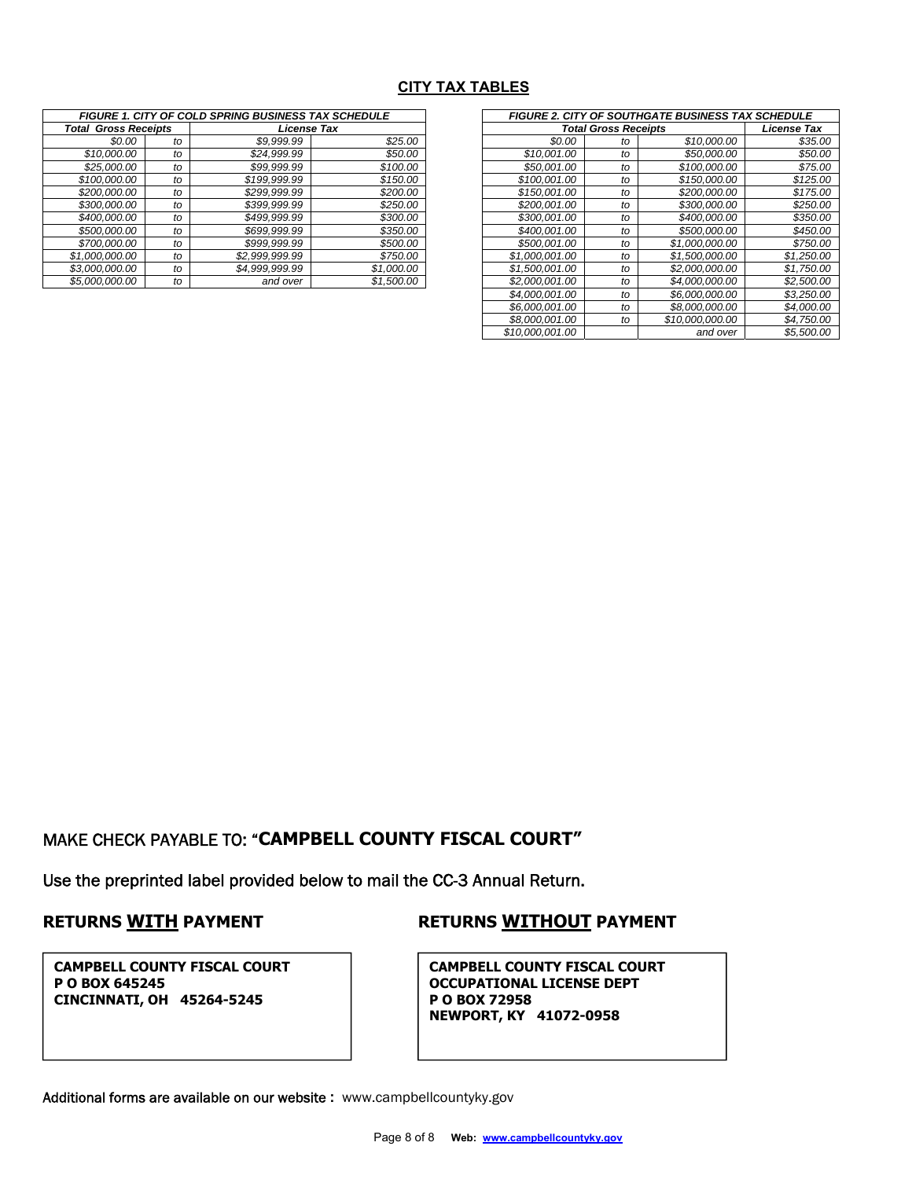## CITY TAX TABLES

| *FIGURE 1. CITY OF COLD SPRING BUSINESS TAX SCHEDULE* | | | |
|---|---|---|---|
| ***Total Gross Receipts*** | | ***License Tax*** | |
| *$0.00* | *to* | *$9,999.99* | *$25.00* |
| *$10,000.00* | *to* | *$24,999.99* | *$50.00* |
| *$25,000.00* | *to* | *$99,999.99* | *$100.00* |
| *$100,000.00* | *to* | *$199,999.99* | *$150.00* |
| *$200,000.00* | *to* | *$299,999.99* | *$200.00* |
| *$300,000.00* | *to* | *$399,999.99* | *$250.00* |
| *$400,000.00* | *to* | *$499,999.99* | *$300.00* |
| *$500,000.00* | *to* | *$699,999.99* | *$350.00* |
| *$700,000.00* | *to* | *$999,999.99* | *$500.00* |
| *$1,000,000.00* | *to* | *$2,999,999.99* | *$750.00* |
| *$3,000,000.00* | *to* | *$4,999,999.99* | *$1,000.00* |
| *$5,000,000.00* | *to* | *and over* | *$1,500.00* |

| *FIGURE 2. CITY OF SOUTHGATE BUSINESS TAX SCHEDULE* | | | |
|---|---|---|---|
| ***Total Gross Receipts*** | | | ***License Tax*** |
| *$0.00* | *to* | *$10,000.00* | *$35.00* |
| *$10,001.00* | *to* | *$50,000.00* | *$50.00* |
| *$50,001.00* | *to* | *$100,000.00* | *$75.00* |
| *$100,001.00* | *to* | *$150,000.00* | *$125.00* |
| *$150,001.00* | *to* | *$200,000.00* | *$175.00* |
| *$200,001.00* | *to* | *$300,000.00* | *$250.00* |
| *$300,001.00* | *to* | *$400,000.00* | *$350.00* |
| *$400,001.00* | *to* | *$500,000.00* | *$450.00* |
| *$500,001.00* | *to* | *$1,000,000.00* | *$750.00* |
| *$1,000,001.00* | *to* | *$1,500,000.00* | *$1,250.00* |
| *$1,500,001.00* | *to* | *$2,000,000.00* | *$1,750.00* |
| *$2,000,001.00* | *to* | *$4,000,000.00* | *$2,500.00* |
| *$4,000,001.00* | *to* | *$6,000,000.00* | *$3,250.00* |
| *$6,000,001.00* | *to* | *$8,000,000.00* | *$4,000.00* |
| *$8,000,001.00* | *to* | *$10,000,000.00* | *$4,750.00* |
| *$10,000,001.00* | | *and over* | *$5,500.00* |

MAKE CHECK PAYABLE TO: "**CAMPBELL COUNTY FISCAL COURT"**

Use the preprinted label provided below to mail the CC-3 Annual Return.

### RETURNS WITH PAYMENT

**CAMPBELL COUNTY FISCAL COURT**
**P O BOX 645245**
**CINCINNATI, OH 45264-5245**

### RETURNS WITHOUT PAYMENT

**CAMPBELL COUNTY FISCAL COURT**
**OCCUPATIONAL LICENSE DEPT**
**P O BOX 72958**
**NEWPORT, KY 41072-0958**

Additional forms are available on our website : www.campbellcountyky.gov